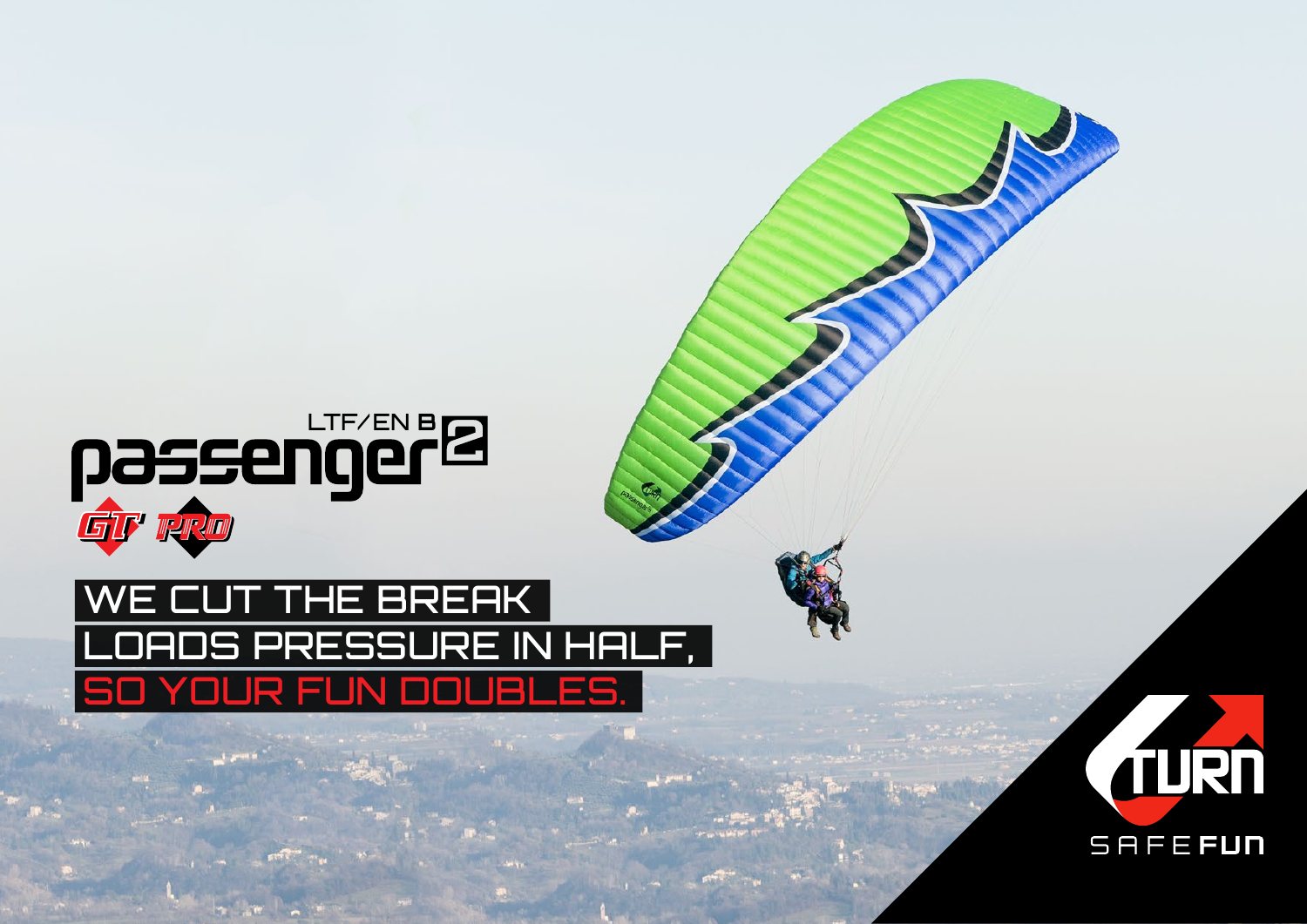LTF/EN B

# passenger2

GT PRO

WE CUT THE BREAK
LOADS PRESSURE IN HALF,
SO YOUR FUN DOUBLES.

TURN

SAFE FUN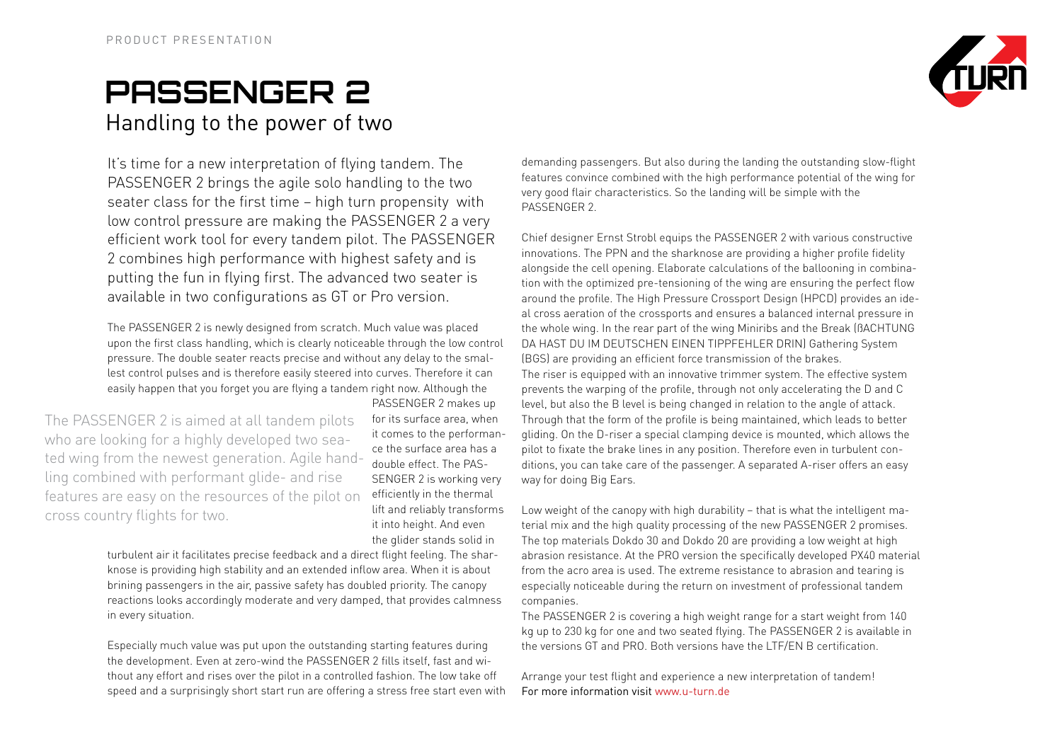PRODUCT PRESENTATION

# PASSENGER 2

## Handling to the power of two

It's time for a new interpretation of flying tandem. The PASSENGER 2 brings the agile solo handling to the two seater class for the first time – high turn propensity with low control pressure are making the PASSENGER 2 a very efficient work tool for every tandem pilot. The PASSENGER 2 combines high performance with highest safety and is putting the fun in flying first. The advanced two seater is available in two configurations as GT or Pro version.

The PASSENGER 2 is newly designed from scratch. Much value was placed upon the first class handling, which is clearly noticeable through the low control pressure. The double seater reacts precise and without any delay to the smallest control pulses and is therefore easily steered into curves. Therefore it can easily happen that you forget you are flying a tandem right now. Although the PASSENGER 2 makes up for its surface area, when it comes to the performance the surface area has a double effect. The PASSENGER 2 is working very efficiently in the thermal lift and reliably transforms it into height. And even the glider stands solid in turbulent air it facilitates precise feedback and a direct flight feeling. The sharknose is providing high stability and an extended inflow area. When it is about brining passengers in the air, passive safety has doubled priority. The canopy reactions looks accordingly moderate and very damped, that provides calmness in every situation.

The PASSENGER 2 is aimed at all tandem pilots who are looking for a highly developed two seated wing from the newest generation. Agile handling combined with performant glide- and rise features are easy on the resources of the pilot on cross country flights for two.

Especially much value was put upon the outstanding starting features during the development. Even at zero-wind the PASSENGER 2 fills itself, fast and without any effort and rises over the pilot in a controlled fashion. The low take off speed and a surprisingly short start run are offering a stress free start even with demanding passengers. But also during the landing the outstanding slow-flight features convince combined with the high performance potential of the wing for very good flair characteristics. So the landing will be simple with the PASSENGER 2.

Chief designer Ernst Strobl equips the PASSENGER 2 with various constructive innovations. The PPN and the sharknose are providing a higher profile fidelity alongside the cell opening. Elaborate calculations of the ballooning in combination with the optimized pre-tensioning of the wing are ensuring the perfect flow around the profile. The High Pressure Crossport Design (HPCD) provides an ideal cross aeration of the crossports and ensures a balanced internal pressure in the whole wing. In the rear part of the wing Miniribs and the Break (ßACHTUNG DA HAST DU IM DEUTSCHEN EINEN TIPPFEHLER DRIN) Gathering System (BGS) are providing an efficient force transmission of the brakes.
The riser is equipped with an innovative trimmer system. The effective system prevents the warping of the profile, through not only accelerating the D and C level, but also the B level is being changed in relation to the angle of attack. Through that the form of the profile is being maintained, which leads to better gliding. On the D-riser a special clamping device is mounted, which allows the pilot to fixate the brake lines in any position. Therefore even in turbulent conditions, you can take care of the passenger. A separated A-riser offers an easy way for doing Big Ears.

Low weight of the canopy with high durability – that is what the intelligent material mix and the high quality processing of the new PASSENGER 2 promises. The top materials Dokdo 30 and Dokdo 20 are providing a low weight at high abrasion resistance. At the PRO version the specifically developed PX40 material from the acro area is used. The extreme resistance to abrasion and tearing is especially noticeable during the return on investment of professional tandem companies.
The PASSENGER 2 is covering a high weight range for a start weight from 140 kg up to 230 kg for one and two seated flying. The PASSENGER 2 is available in the versions GT and PRO. Both versions have the LTF/EN B certification.

Arrange your test flight and experience a new interpretation of tandem!
For more information visit www.u-turn.de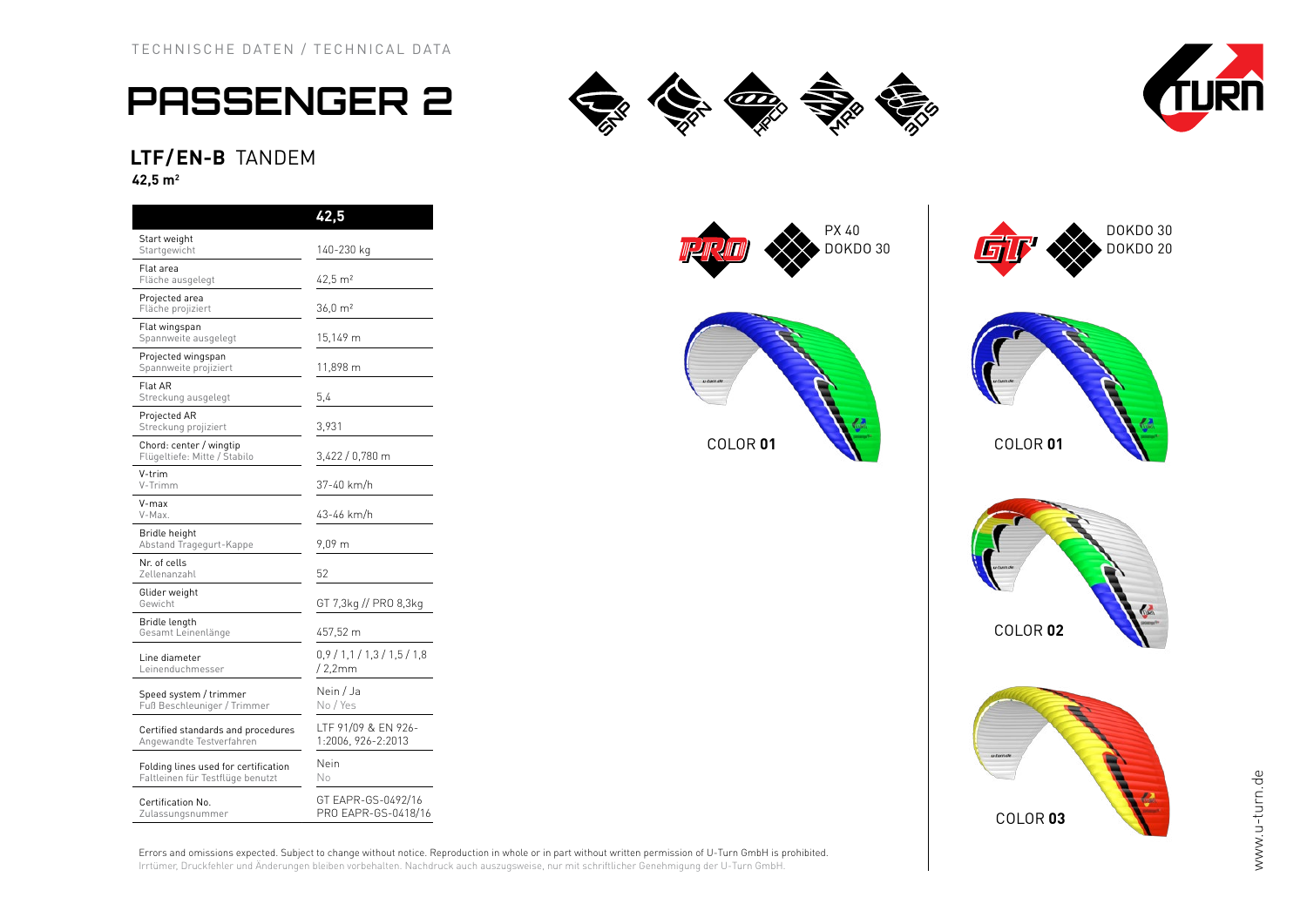TECHNISCHE DATEN / TECHNICAL DATA

# PASSENGER 2

## LTF/EN-B TANDEM

**42,5 m²**

| | 42,5 |
|---|---|
| Start weight<br>Startgewicht | 140-230 kg |
| Flat area<br>Fläche ausgelegt | 42,5 m² |
| Projected area<br>Fläche projiziert | 36,0 m² |
| Flat wingspan<br>Spannweite ausgelegt | 15,149 m |
| Projected wingspan<br>Spannweite projiziert | 11,898 m |
| Flat AR<br>Streckung ausgelegt | 5,4 |
| Projected AR<br>Streckung projiziert | 3,931 |
| Chord: center / wingtip<br>Flügeltiefe: Mitte / Stabilo | 3,422 / 0,780 m |
| V-trim<br>V-Trimm | 37-40 km/h |
| V-max<br>V-Max. | 43-46 km/h |
| Bridle height<br>Abstand Tragegurt-Kappe | 9,09 m |
| Nr. of cells<br>Zellenanzahl | 52 |
| Glider weight<br>Gewicht | GT 7,3kg // PRO 8,3kg |
| Bridle length<br>Gesamt Leinenlänge | 457,52 m |
| Line diameter<br>Leinenduchmesser | 0,9 / 1,1 / 1,3 / 1,5 / 1,8 / 2,2mm |
| Speed system / trimmer<br>Fuß Beschleuniger / Trimmer | Nein / Ja<br>No / Yes |
| Certified standards and procedures<br>Angewandte Testverfahren | LTF 91/09 & EN 926-1:2006, 926-2:2013 |
| Folding lines used for certification<br>Faltleinen für Testflüge benutzt | Nein<br>No |
| Certification No.<br>Zulassungsnummer | GT EAPR-GS-0492/16<br>PRO EAPR-GS-0418/16 |

SNP PPN HPCD MRB 3DS

PRO

PX 40
DOKDO 30

COLOR **01**

GT

DOKDO 30
DOKDO 20

COLOR **01**

COLOR **02**

COLOR **03**

Errors and omissions expected. Subject to change without notice. Reproduction in whole or in part without written permission of U-Turn GmbH is prohibited.
Irrtümer, Druckfehler und Änderungen bleiben vorbehalten. Nachdruck auch auszugsweise, nur mit schriftlicher Genehmigung der U-Turn GmbH.

www.u-turn.de